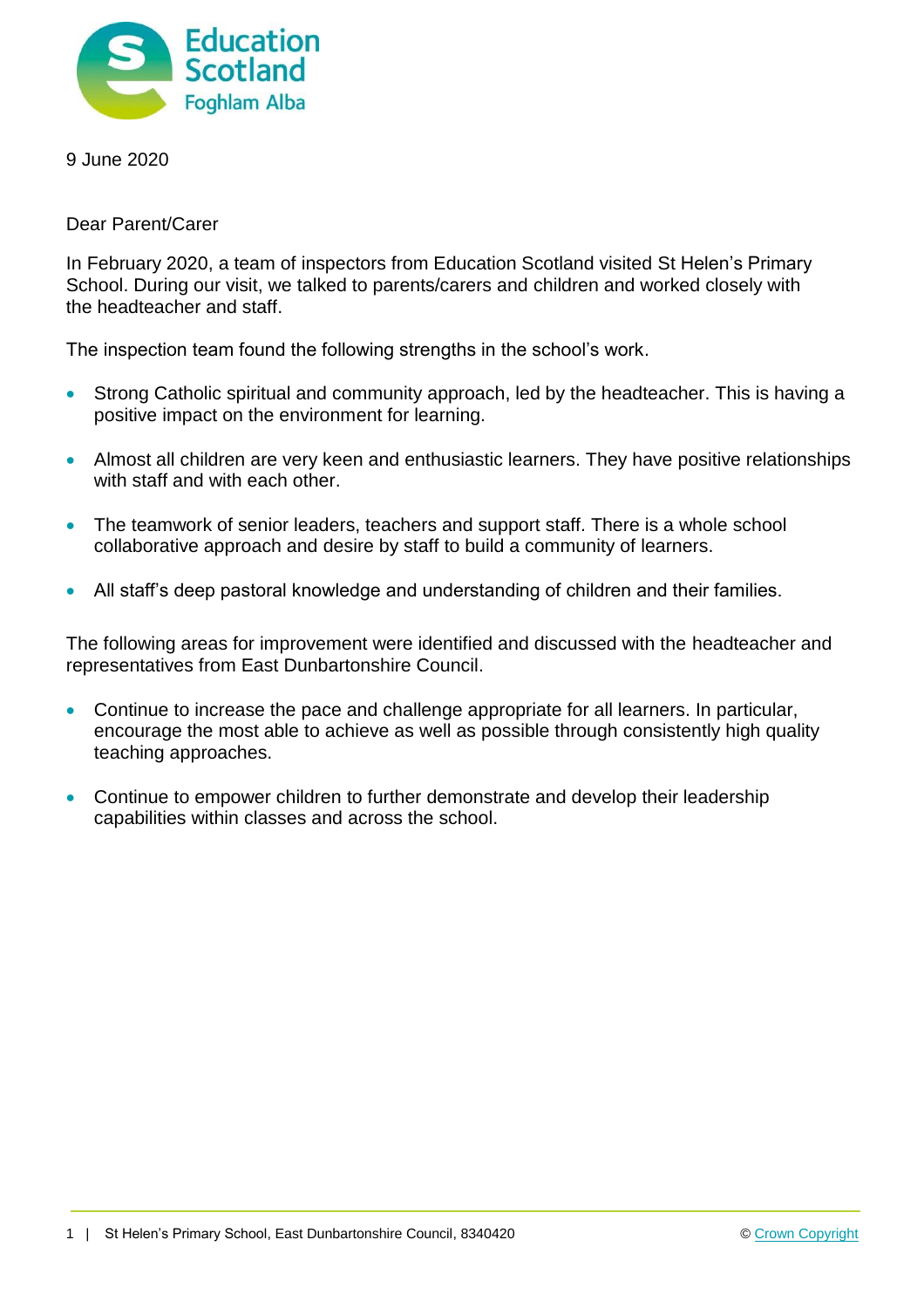Education Scotland
Foghlam Alba

9 June 2020

Dear Parent/Carer

In February 2020, a team of inspectors from Education Scotland visited St Helen's Primary School. During our visit, we talked to parents/carers and children and worked closely with the headteacher and staff.

The inspection team found the following strengths in the school's work.

- Strong Catholic spiritual and community approach, led by the headteacher. This is having a positive impact on the environment for learning.
- Almost all children are very keen and enthusiastic learners. They have positive relationships with staff and with each other.
- The teamwork of senior leaders, teachers and support staff. There is a whole school collaborative approach and desire by staff to build a community of learners.
- All staff's deep pastoral knowledge and understanding of children and their families.

The following areas for improvement were identified and discussed with the headteacher and representatives from East Dunbartonshire Council.

- Continue to increase the pace and challenge appropriate for all learners. In particular, encourage the most able to achieve as well as possible through consistently high quality teaching approaches.
- Continue to empower children to further demonstrate and develop their leadership capabilities within classes and across the school.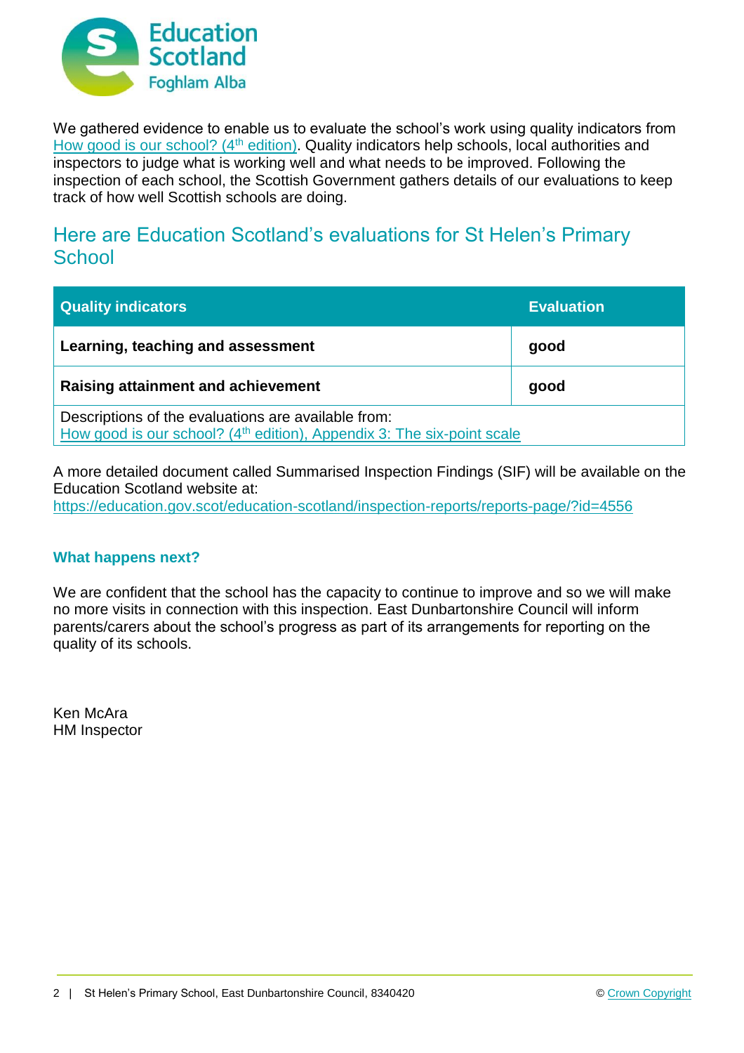We gathered evidence to enable us to evaluate the school's work using quality indicators from How good is our school? (4th edition). Quality indicators help schools, local authorities and inspectors to judge what is working well and what needs to be improved. Following the inspection of each school, the Scottish Government gathers details of our evaluations to keep track of how well Scottish schools are doing.

## Here are Education Scotland's evaluations for St Helen's Primary School

| Quality indicators | Evaluation |
|---|---|
| **Learning, teaching and assessment** | **good** |
| **Raising attainment and achievement** | **good** |
| Descriptions of the evaluations are available from: How good is our school? (4th edition), Appendix 3: The six-point scale | |

A more detailed document called Summarised Inspection Findings (SIF) will be available on the Education Scotland website at: https://education.gov.scot/education-scotland/inspection-reports/reports-page/?id=4556

### What happens next?

We are confident that the school has the capacity to continue to improve and so we will make no more visits in connection with this inspection. East Dunbartonshire Council will inform parents/carers about the school's progress as part of its arrangements for reporting on the quality of its schools.

Ken McAra
HM Inspector